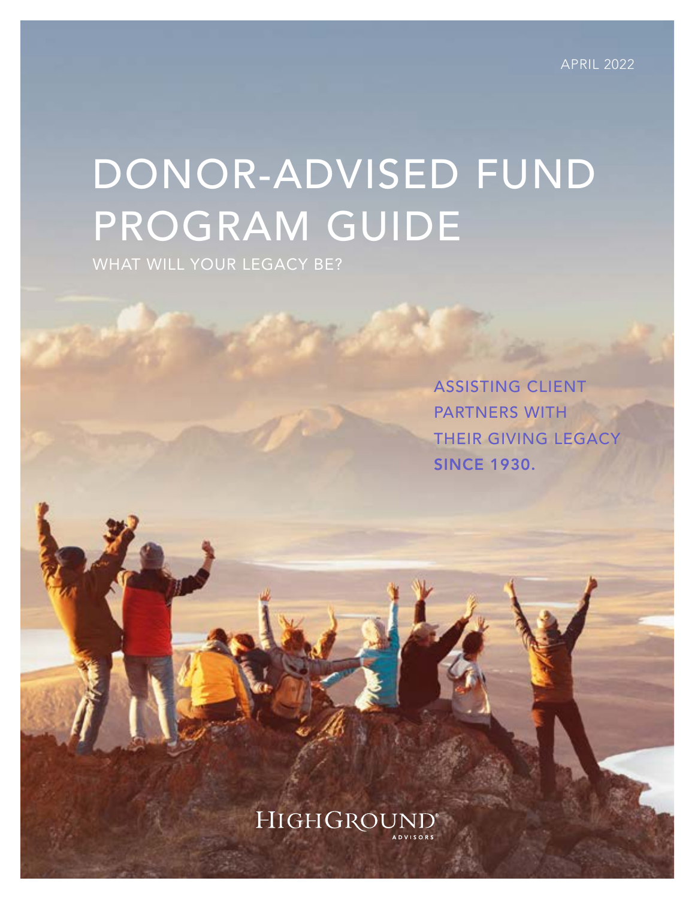APRIL 2022

# DONOR-ADVISED FUND PROGRAM GUIDE

WHAT WILL YOUR LEGACY BE?

ASSISTING CLIENT PARTNERS WITH THEIR GIVING LEGACY **SINCE 1930.**

HIGHGROUND® ADVISORS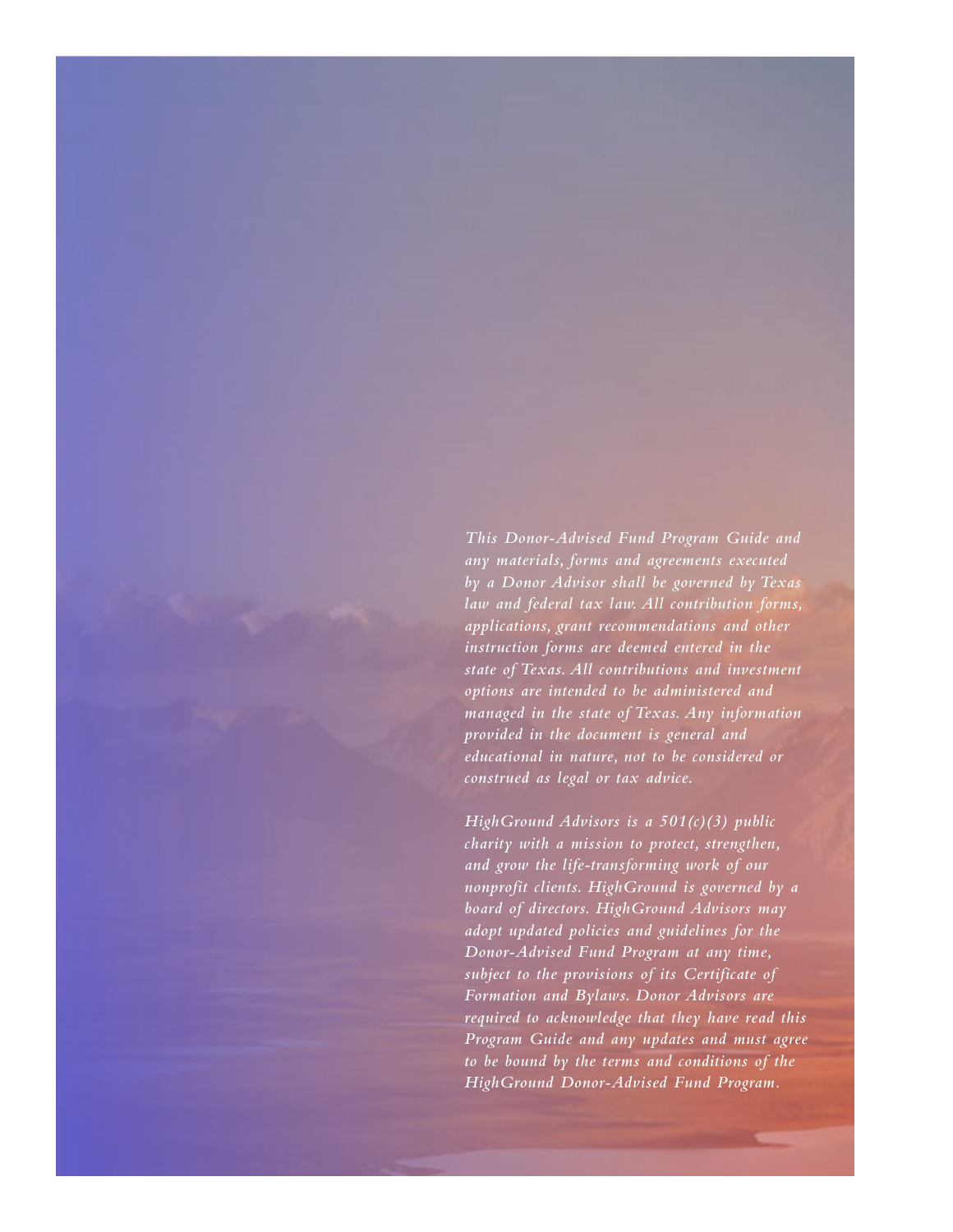*This Donor-Advised Fund Program Guide and any materials, forms and agreements executed by a Donor Advisor shall be governed by Texas law and federal tax law. All contribution forms, applications, grant recommendations and other instruction forms are deemed entered in the state of Texas. All contributions and investment options are intended to be administered and managed in the state of Texas. Any information provided in the document is general and educational in nature, not to be considered or construed as legal or tax advice.*

*HighGround Advisors is a 501(c)(3) public charity with a mission to protect, strengthen, and grow the life-transforming work of our nonprofit clients. HighGround is governed by a board of directors. HighGround Advisors may adopt updated policies and guidelines for the Donor-Advised Fund Program at any time, subject to the provisions of its Certificate of Formation and Bylaws. Donor Advisors are required to acknowledge that they have read this Program Guide and any updates and must agree to be bound by the terms and conditions of the HighGround Donor-Advised Fund Program.*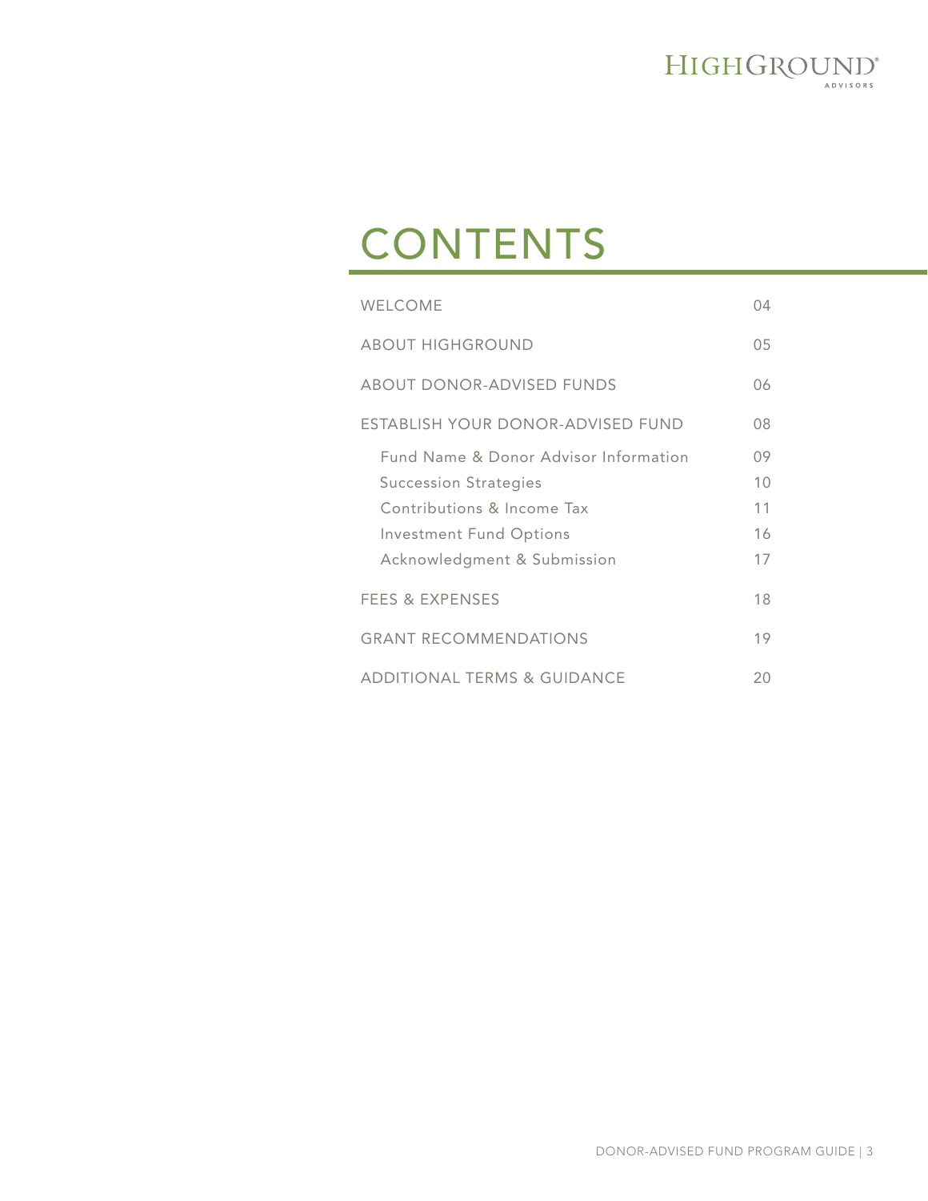# CONTENTS

| | |
|---|---|
| WELCOME | 04 |
| ABOUT HIGHGROUND | 05 |
| ABOUT DONOR-ADVISED FUNDS | 06 |
| ESTABLISH YOUR DONOR-ADVISED FUND | 08 |
| Fund Name & Donor Advisor Information | 09 |
| Succession Strategies | 10 |
| Contributions & Income Tax | 11 |
| Investment Fund Options | 16 |
| Acknowledgment & Submission | 17 |
| FEES & EXPENSES | 18 |
| GRANT RECOMMENDATIONS | 19 |
| ADDITIONAL TERMS & GUIDANCE | 20 |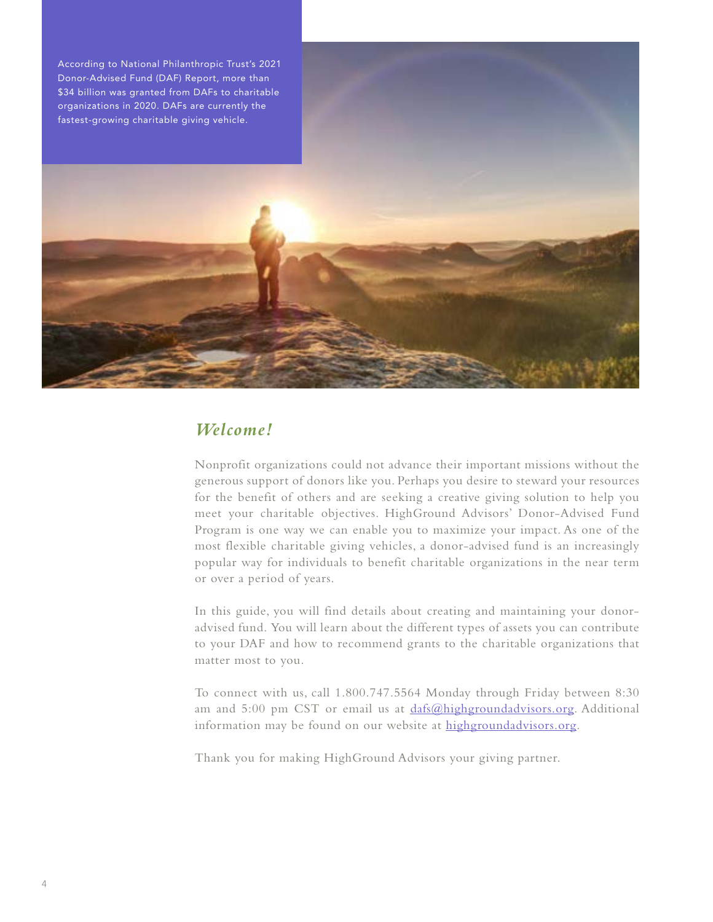According to National Philanthropic Trust's 2021 Donor-Advised Fund (DAF) Report, more than $34 billion was granted from DAFs to charitable organizations in 2020. DAFs are currently the fastest-growing charitable giving vehicle.

## *Welcome!*

Nonprofit organizations could not advance their important missions without the generous support of donors like you. Perhaps you desire to steward your resources for the benefit of others and are seeking a creative giving solution to help you meet your charitable objectives. HighGround Advisors' Donor-Advised Fund Program is one way we can enable you to maximize your impact. As one of the most flexible charitable giving vehicles, a donor-advised fund is an increasingly popular way for individuals to benefit charitable organizations in the near term or over a period of years.

In this guide, you will find details about creating and maintaining your donor-advised fund. You will learn about the different types of assets you can contribute to your DAF and how to recommend grants to the charitable organizations that matter most to you.

To connect with us, call 1.800.747.5564 Monday through Friday between 8:30 am and 5:00 pm CST or email us at [dafs@highgroundadvisors.org](mailto:dafs@highgroundadvisors.org). Additional information may be found on our website at [highgroundadvisors.org](https://highgroundadvisors.org).

Thank you for making HighGround Advisors your giving partner.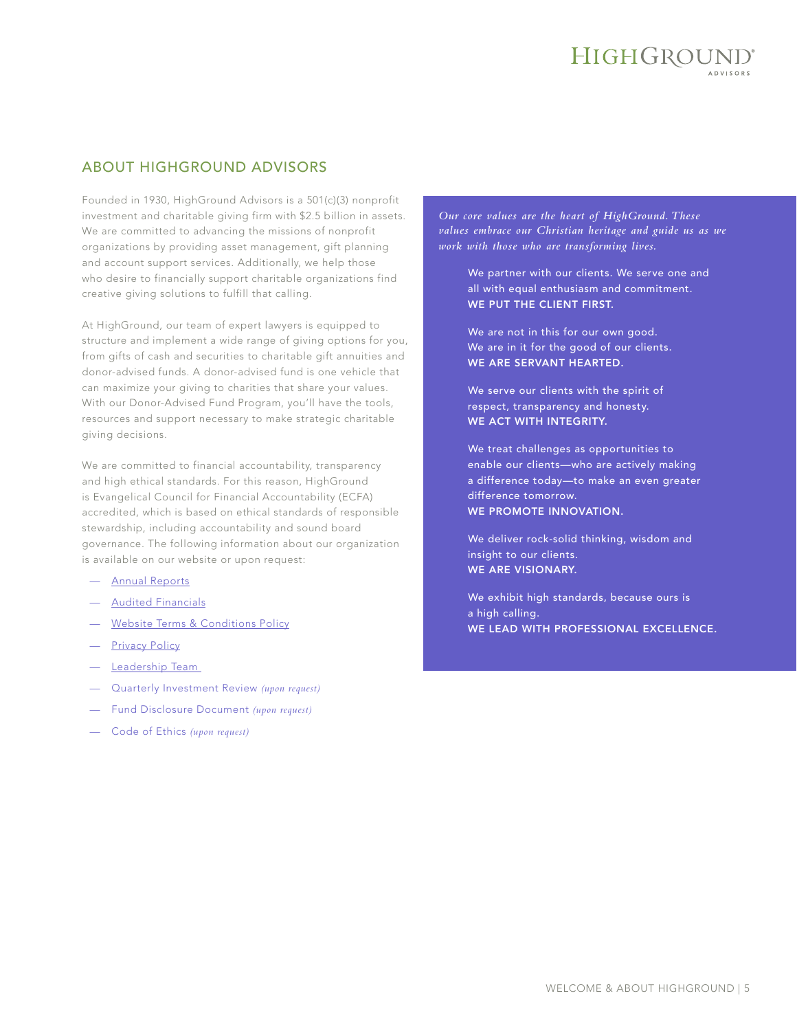## ABOUT HIGHGROUND ADVISORS

Founded in 1930, HighGround Advisors is a 501(c)(3) nonprofit investment and charitable giving firm with $2.5 billion in assets. We are committed to advancing the missions of nonprofit organizations by providing asset management, gift planning and account support services. Additionally, we help those who desire to financially support charitable organizations find creative giving solutions to fulfill that calling.

At HighGround, our team of expert lawyers is equipped to structure and implement a wide range of giving options for you, from gifts of cash and securities to charitable gift annuities and donor-advised funds. A donor-advised fund is one vehicle that can maximize your giving to charities that share your values. With our Donor-Advised Fund Program, you'll have the tools, resources and support necessary to make strategic charitable giving decisions.

We are committed to financial accountability, transparency and high ethical standards. For this reason, HighGround is Evangelical Council for Financial Accountability (ECFA) accredited, which is based on ethical standards of responsible stewardship, including accountability and sound board governance. The following information about our organization is available on our website or upon request:

- Annual Reports
- Audited Financials
- Website Terms & Conditions Policy
- Privacy Policy
- Leadership Team
- Quarterly Investment Review *(upon request)*
- Fund Disclosure Document *(upon request)*
- Code of Ethics *(upon request)*

*Our core values are the heart of HighGround. These values embrace our Christian heritage and guide us as we work with those who are transforming lives.*

We partner with our clients. We serve one and all with equal enthusiasm and commitment.
**WE PUT THE CLIENT FIRST.**

We are not in this for our own good. We are in it for the good of our clients.
**WE ARE SERVANT HEARTED.**

We serve our clients with the spirit of respect, transparency and honesty.
**WE ACT WITH INTEGRITY.**

We treat challenges as opportunities to enable our clients—who are actively making a difference today—to make an even greater difference tomorrow.
**WE PROMOTE INNOVATION.**

We deliver rock-solid thinking, wisdom and insight to our clients.
**WE ARE VISIONARY.**

We exhibit high standards, because ours is a high calling.
**WE LEAD WITH PROFESSIONAL EXCELLENCE.**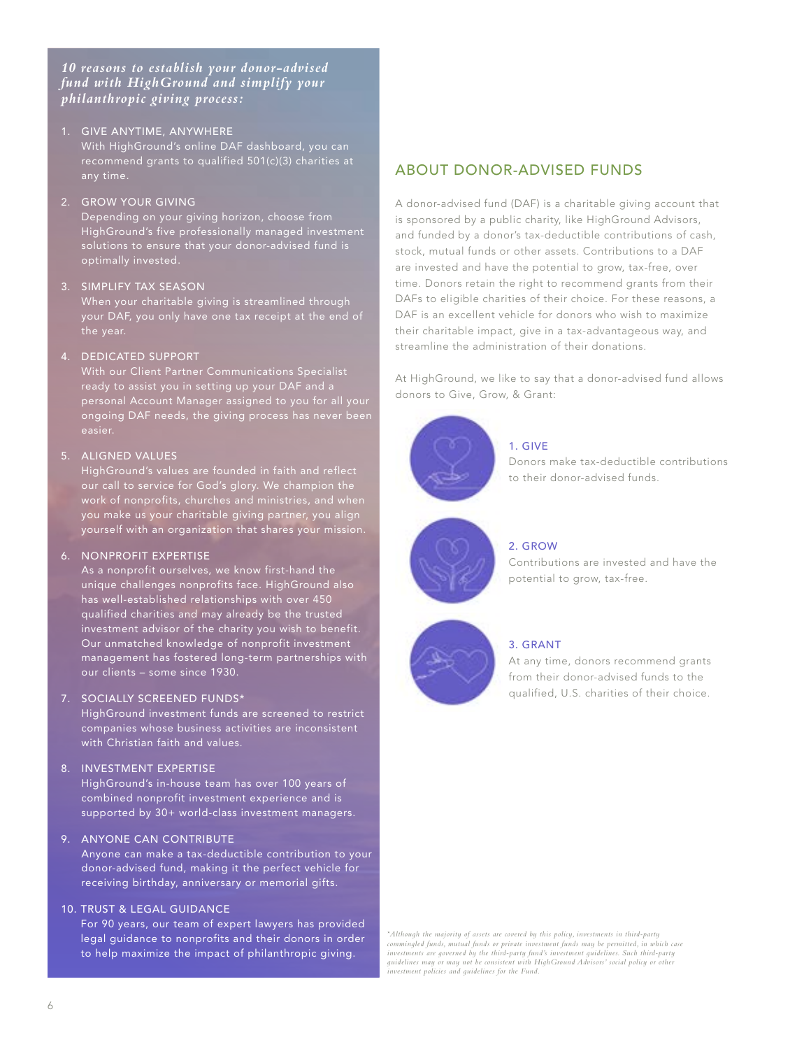*10 reasons to establish your donor-advised fund with HighGround and simplify your philanthropic giving process:*

1. GIVE ANYTIME, ANYWHERE
   With HighGround's online DAF dashboard, you can recommend grants to qualified 501(c)(3) charities at any time.

2. GROW YOUR GIVING
   Depending on your giving horizon, choose from HighGround's five professionally managed investment solutions to ensure that your donor-advised fund is optimally invested.

3. SIMPLIFY TAX SEASON
   When your charitable giving is streamlined through your DAF, you only have one tax receipt at the end of the year.

4. DEDICATED SUPPORT
   With our Client Partner Communications Specialist ready to assist you in setting up your DAF and a personal Account Manager assigned to you for all your ongoing DAF needs, the giving process has never been easier.

5. ALIGNED VALUES
   HighGround's values are founded in faith and reflect our call to service for God's glory. We champion the work of nonprofits, churches and ministries, and when you make us your charitable giving partner, you align yourself with an organization that shares your mission.

6. NONPROFIT EXPERTISE
   As a nonprofit ourselves, we know first-hand the unique challenges nonprofits face. HighGround also has well-established relationships with over 450 qualified charities and may already be the trusted investment advisor of the charity you wish to benefit. Our unmatched knowledge of nonprofit investment management has fostered long-term partnerships with our clients – some since 1930.

7. SOCIALLY SCREENED FUNDS*
   HighGround investment funds are screened to restrict companies whose business activities are inconsistent with Christian faith and values.

8. INVESTMENT EXPERTISE
   HighGround's in-house team has over 100 years of combined nonprofit investment experience and is supported by 30+ world-class investment managers.

9. ANYONE CAN CONTRIBUTE
   Anyone can make a tax-deductible contribution to your donor-advised fund, making it the perfect vehicle for receiving birthday, anniversary or memorial gifts.

10. TRUST & LEGAL GUIDANCE
    For 90 years, our team of expert lawyers has provided legal guidance to nonprofits and their donors in order to help maximize the impact of philanthropic giving.

## ABOUT DONOR-ADVISED FUNDS

A donor-advised fund (DAF) is a charitable giving account that is sponsored by a public charity, like HighGround Advisors, and funded by a donor's tax-deductible contributions of cash, stock, mutual funds or other assets. Contributions to a DAF are invested and have the potential to grow, tax-free, over time. Donors retain the right to recommend grants from their DAFs to eligible charities of their choice. For these reasons, a DAF is an excellent vehicle for donors who wish to maximize their charitable impact, give in a tax-advantageous way, and streamline the administration of their donations.

At HighGround, we like to say that a donor-advised fund allows donors to Give, Grow, & Grant:

1. GIVE
   Donors make tax-deductible contributions to their donor-advised funds.

2. GROW
   Contributions are invested and have the potential to grow, tax-free.

3. GRANT
   At any time, donors recommend grants from their donor-advised funds to the qualified, U.S. charities of their choice.

*\*Although the majority of assets are covered by this policy, investments in third-party commingled funds, mutual funds or private investment funds may be permitted, in which case investments are governed by the third-party fund's investment guidelines. Such third-party guidelines may or may not be consistent with HighGround Advisors' social policy or other investment policies and guidelines for the Fund.*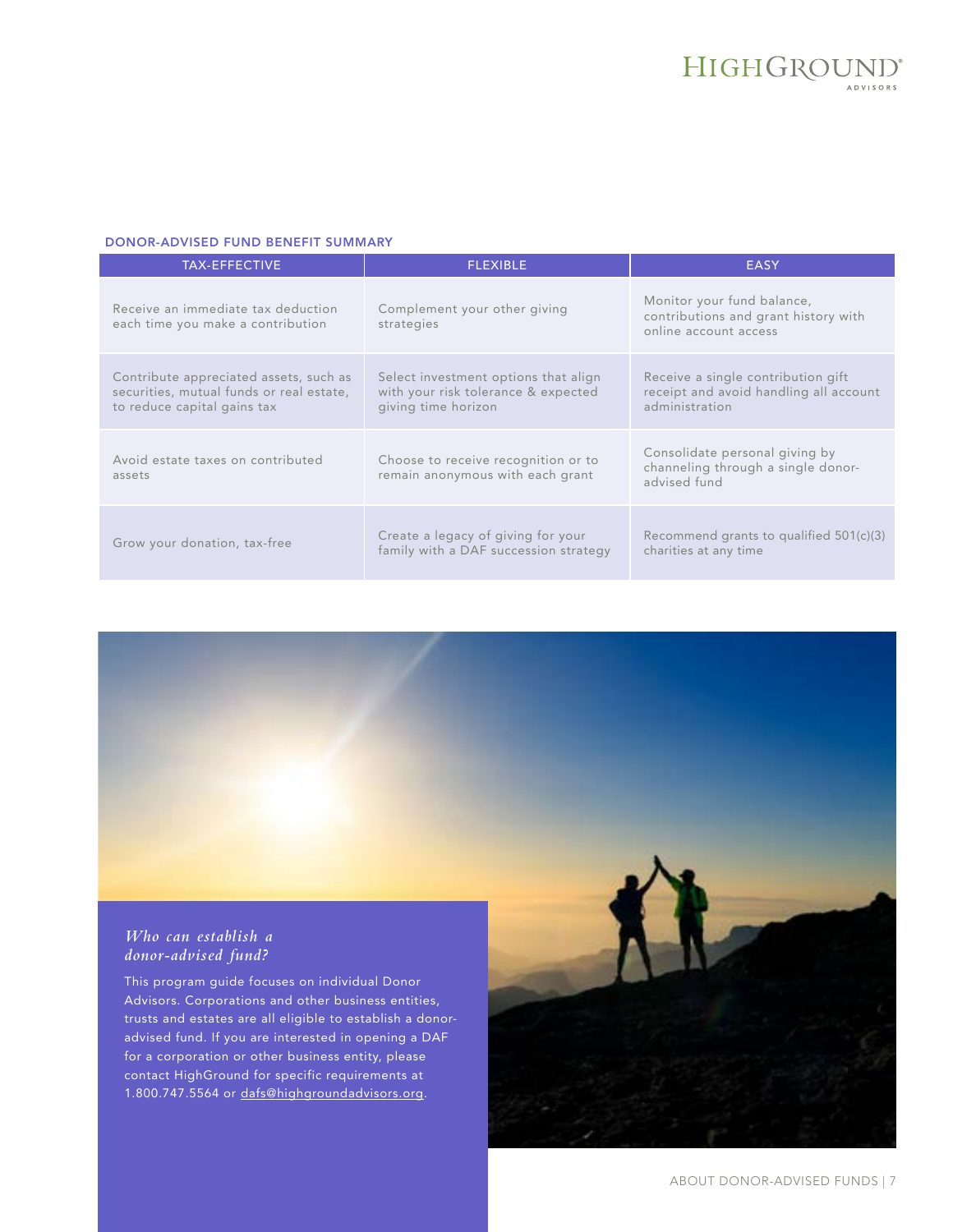## DONOR-ADVISED FUND BENEFIT SUMMARY

| TAX-EFFECTIVE | FLEXIBLE | EASY |
|---|---|---|
| Receive an immediate tax deduction each time you make a contribution | Complement your other giving strategies | Monitor your fund balance, contributions and grant history with online account access |
| Contribute appreciated assets, such as securities, mutual funds or real estate, to reduce capital gains tax | Select investment options that align with your risk tolerance & expected giving time horizon | Receive a single contribution gift receipt and avoid handling all account administration |
| Avoid estate taxes on contributed assets | Choose to receive recognition or to remain anonymous with each grant | Consolidate personal giving by channeling through a single donor-advised fund |
| Grow your donation, tax-free | Create a legacy of giving for your family with a DAF succession strategy | Recommend grants to qualified 501(c)(3) charities at any time |

### *Who can establish a donor-advised fund?*

This program guide focuses on individual Donor Advisors. Corporations and other business entities, trusts and estates are all eligible to establish a donor-advised fund. If you are interested in opening a DAF for a corporation or other business entity, please contact HighGround for specific requirements at 1.800.747.5564 or dafs@highgroundadvisors.org.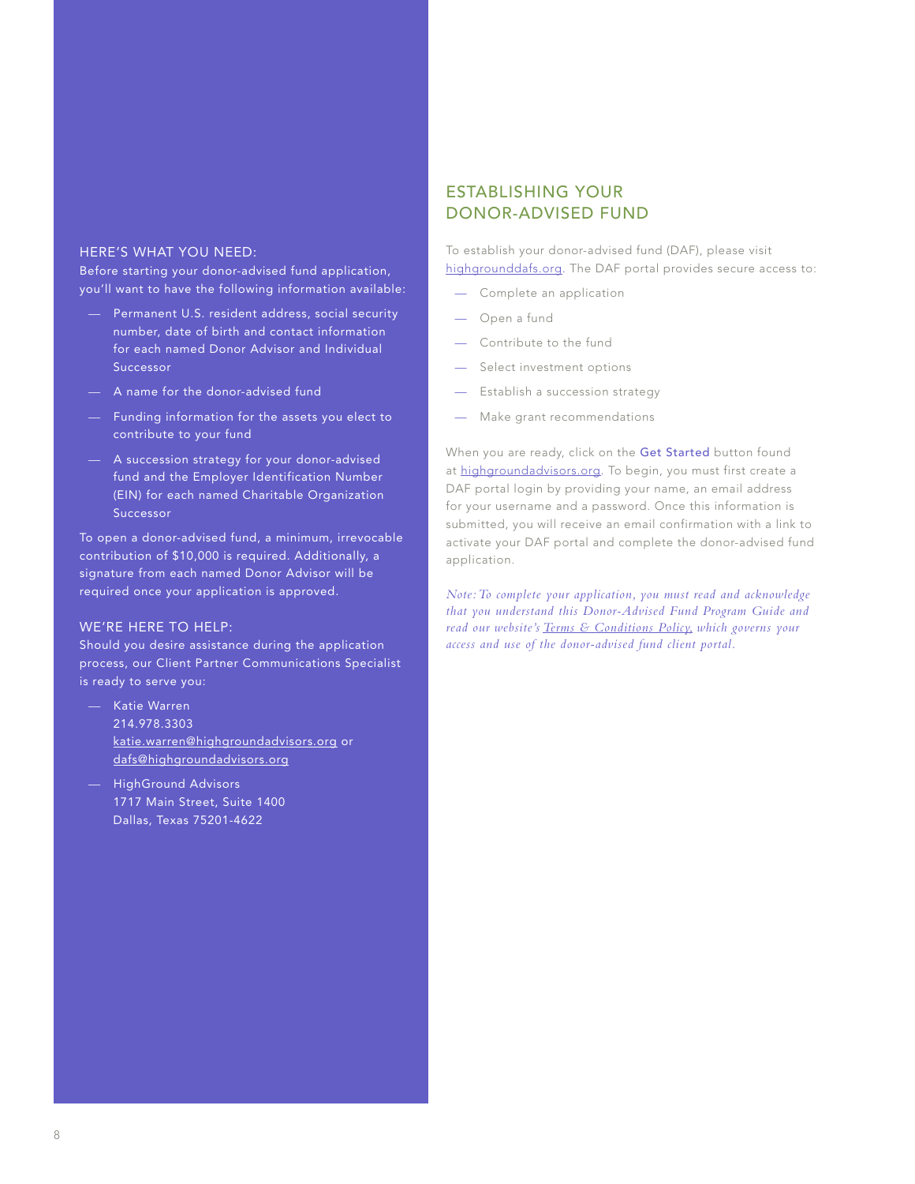### HERE'S WHAT YOU NEED:

Before starting your donor-advised fund application, you'll want to have the following information available:

- Permanent U.S. resident address, social security number, date of birth and contact information for each named Donor Advisor and Individual Successor
- A name for the donor-advised fund
- Funding information for the assets you elect to contribute to your fund
- A succession strategy for your donor-advised fund and the Employer Identification Number (EIN) for each named Charitable Organization Successor

To open a donor-advised fund, a minimum, irrevocable contribution of $10,000 is required. Additionally, a signature from each named Donor Advisor will be required once your application is approved.

### WE'RE HERE TO HELP:

Should you desire assistance during the application process, our Client Partner Communications Specialist is ready to serve you:

- Katie Warren
  214.978.3303
  katie.warren@highgroundadvisors.org or
  dafs@highgroundadvisors.org
- HighGround Advisors
  1717 Main Street, Suite 1400
  Dallas, Texas 75201-4622

## ESTABLISHING YOUR DONOR-ADVISED FUND

To establish your donor-advised fund (DAF), please visit highgrounddafs.org. The DAF portal provides secure access to:

- Complete an application
- Open a fund
- Contribute to the fund
- Select investment options
- Establish a succession strategy
- Make grant recommendations

When you are ready, click on the **Get Started** button found at highgroundadvisors.org. To begin, you must first create a DAF portal login by providing your name, an email address for your username and a password. Once this information is submitted, you will receive an email confirmation with a link to activate your DAF portal and complete the donor-advised fund application.

*Note: To complete your application, you must read and acknowledge that you understand this Donor-Advised Fund Program Guide and read our website's Terms & Conditions Policy, which governs your access and use of the donor-advised fund client portal.*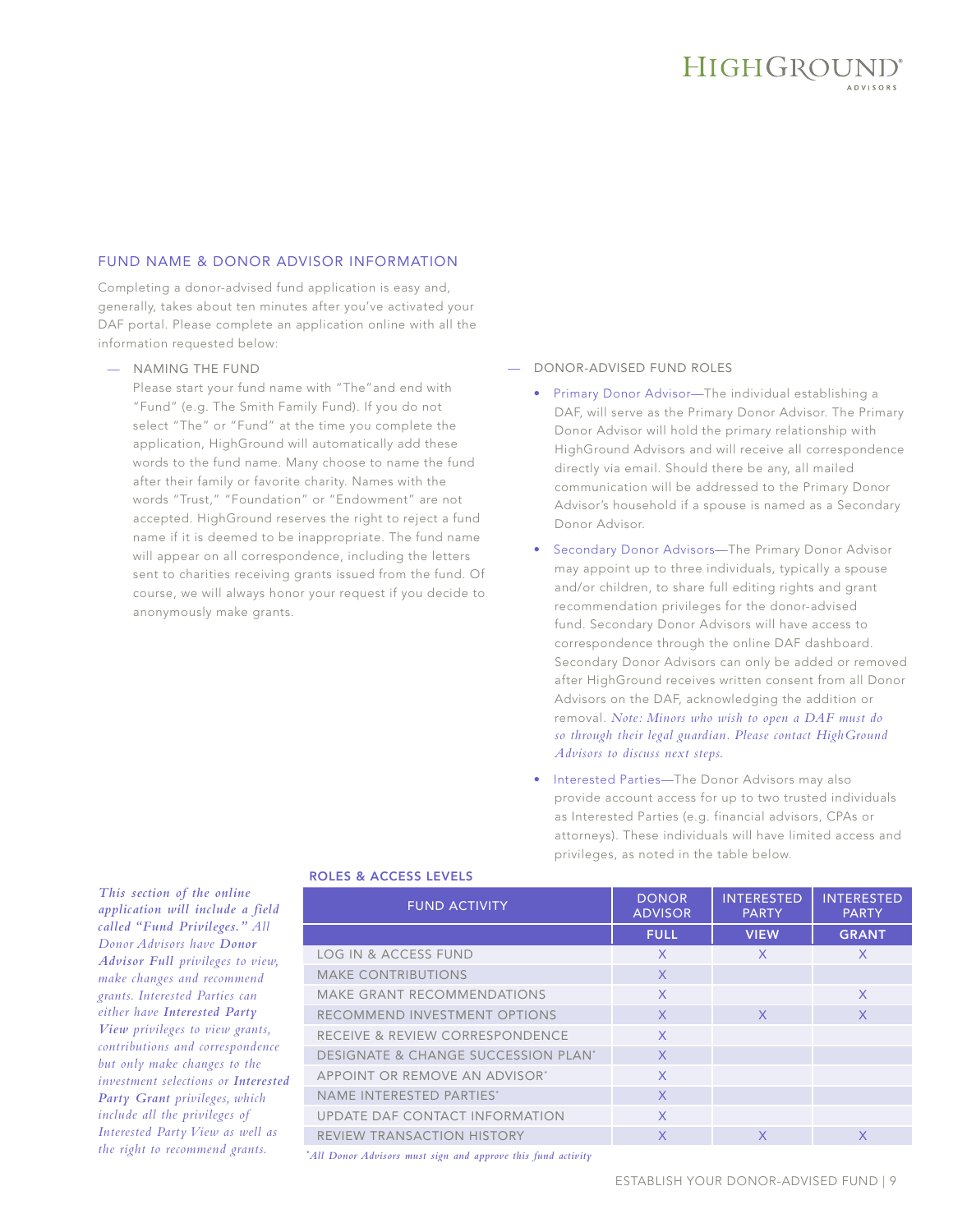## FUND NAME & DONOR ADVISOR INFORMATION

Completing a donor-advised fund application is easy and, generally, takes about ten minutes after you've activated your DAF portal. Please complete an application online with all the information requested below:

— NAMING THE FUND

Please start your fund name with "The" and end with "Fund" (e.g. The Smith Family Fund). If you do not select "The" or "Fund" at the time you complete the application, HighGround will automatically add these words to the fund name. Many choose to name the fund after their family or favorite charity. Names with the words "Trust," "Foundation" or "Endowment" are not accepted. HighGround reserves the right to reject a fund name if it is deemed to be inappropriate. The fund name will appear on all correspondence, including the letters sent to charities receiving grants issued from the fund. Of course, we will always honor your request if you decide to anonymously make grants.

— DONOR-ADVISED FUND ROLES

- Primary Donor Advisor—The individual establishing a DAF, will serve as the Primary Donor Advisor. The Primary Donor Advisor will hold the primary relationship with HighGround Advisors and will receive all correspondence directly via email. Should there be any, all mailed communication will be addressed to the Primary Donor Advisor's household if a spouse is named as a Secondary Donor Advisor.
- Secondary Donor Advisors—The Primary Donor Advisor may appoint up to three individuals, typically a spouse and/or children, to share full editing rights and grant recommendation privileges for the donor-advised fund. Secondary Donor Advisors will have access to correspondence through the online DAF dashboard. Secondary Donor Advisors can only be added or removed after HighGround receives written consent from all Donor Advisors on the DAF, acknowledging the addition or removal. *Note: Minors who wish to open a DAF must do so through their legal guardian. Please contact HighGround Advisors to discuss next steps.*
- Interested Parties—The Donor Advisors may also provide account access for up to two trusted individuals as Interested Parties (e.g. financial advisors, CPAs or attorneys). These individuals will have limited access and privileges, as noted in the table below.

*This section of the online application will include a field called "Fund Privileges." All Donor Advisors have **Donor Advisor Full** privileges to view, make changes and recommend grants. Interested Parties can either have **Interested Party View** privileges to view grants, contributions and correspondence but only make changes to the investment selections or **Interested Party Grant** privileges, which include all the privileges of Interested Party View as well as the right to recommend grants.*

### ROLES & ACCESS LEVELS

| FUND ACTIVITY | DONOR ADVISOR | INTERESTED PARTY | INTERESTED PARTY |
|---|---|---|---|
| | FULL | VIEW | GRANT |
| LOG IN & ACCESS FUND | X | X | X |
| MAKE CONTRIBUTIONS | X | | |
| MAKE GRANT RECOMMENDATIONS | X | | X |
| RECOMMEND INVESTMENT OPTIONS | X | X | X |
| RECEIVE & REVIEW CORRESPONDENCE | X | | |
| DESIGNATE & CHANGE SUCCESSION PLAN* | X | | |
| APPOINT OR REMOVE AN ADVISOR* | X | | |
| NAME INTERESTED PARTIES* | X | | |
| UPDATE DAF CONTACT INFORMATION | X | | |
| REVIEW TRANSACTION HISTORY | X | X | X |

*\*All Donor Advisors must sign and approve this fund activity*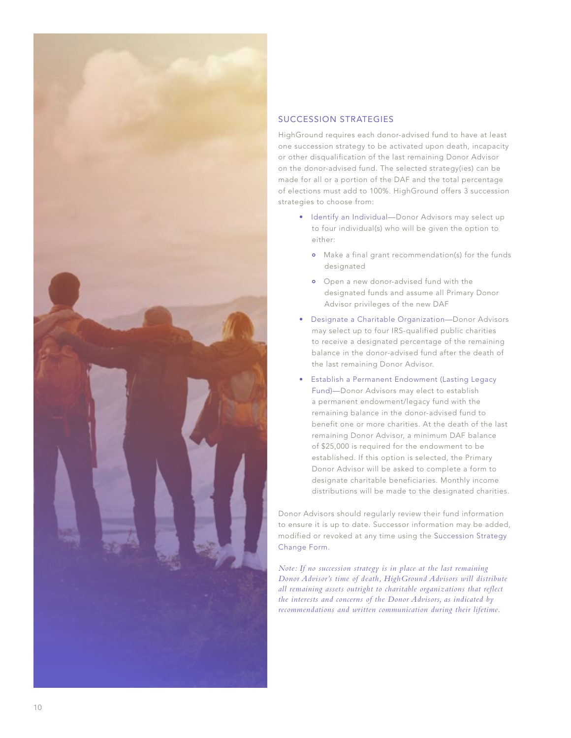## SUCCESSION STRATEGIES

HighGround requires each donor-advised fund to have at least one succession strategy to be activated upon death, incapacity or other disqualification of the last remaining Donor Advisor on the donor-advised fund. The selected strategy(ies) can be made for all or a portion of the DAF and the total percentage of elections must add to 100%. HighGround offers 3 succession strategies to choose from:

- Identify an Individual—Donor Advisors may select up to four individual(s) who will be given the option to either:
  - Make a final grant recommendation(s) for the funds designated
  - Open a new donor-advised fund with the designated funds and assume all Primary Donor Advisor privileges of the new DAF
- Designate a Charitable Organization—Donor Advisors may select up to four IRS-qualified public charities to receive a designated percentage of the remaining balance in the donor-advised fund after the death of the last remaining Donor Advisor.
- Establish a Permanent Endowment (Lasting Legacy Fund)—Donor Advisors may elect to establish a permanent endowment/legacy fund with the remaining balance in the donor-advised fund to benefit one or more charities. At the death of the last remaining Donor Advisor, a minimum DAF balance of $25,000 is required for the endowment to be established. If this option is selected, the Primary Donor Advisor will be asked to complete a form to designate charitable beneficiaries. Monthly income distributions will be made to the designated charities.

Donor Advisors should regularly review their fund information to ensure it is up to date. Successor information may be added, modified or revoked at any time using the Succession Strategy Change Form.

*Note: If no succession strategy is in place at the last remaining Donor Advisor's time of death, HighGround Advisors will distribute all remaining assets outright to charitable organizations that reflect the interests and concerns of the Donor Advisors, as indicated by recommendations and written communication during their lifetime.*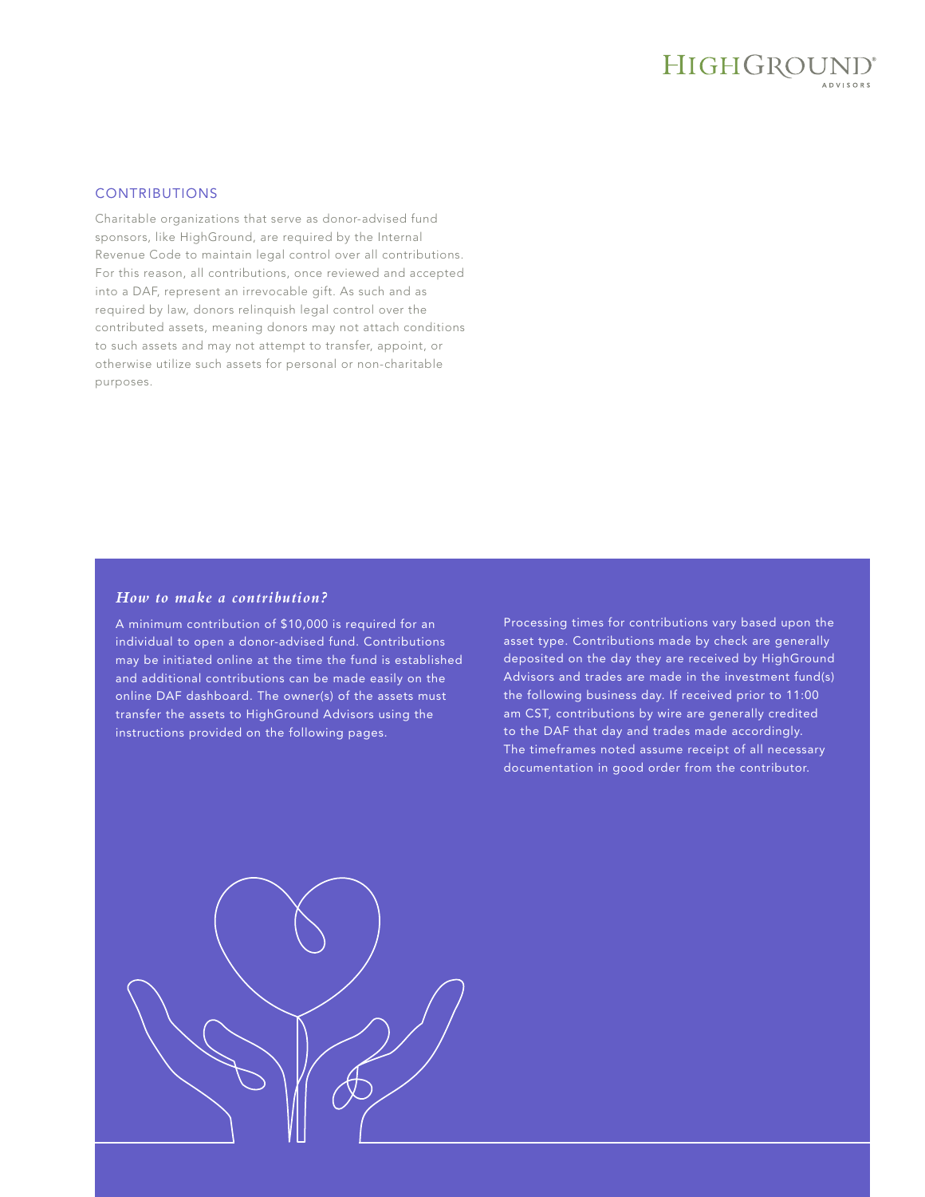## CONTRIBUTIONS

Charitable organizations that serve as donor-advised fund sponsors, like HighGround, are required by the Internal Revenue Code to maintain legal control over all contributions. For this reason, all contributions, once reviewed and accepted into a DAF, represent an irrevocable gift. As such and as required by law, donors relinquish legal control over the contributed assets, meaning donors may not attach conditions to such assets and may not attempt to transfer, appoint, or otherwise utilize such assets for personal or non-charitable purposes.

### *How to make a contribution?*

A minimum contribution of $10,000 is required for an individual to open a donor-advised fund. Contributions may be initiated online at the time the fund is established and additional contributions can be made easily on the online DAF dashboard. The owner(s) of the assets must transfer the assets to HighGround Advisors using the instructions provided on the following pages.

Processing times for contributions vary based upon the asset type. Contributions made by check are generally deposited on the day they are received by HighGround Advisors and trades are made in the investment fund(s) the following business day. If received prior to 11:00 am CST, contributions by wire are generally credited to the DAF that day and trades made accordingly. The timeframes noted assume receipt of all necessary documentation in good order from the contributor.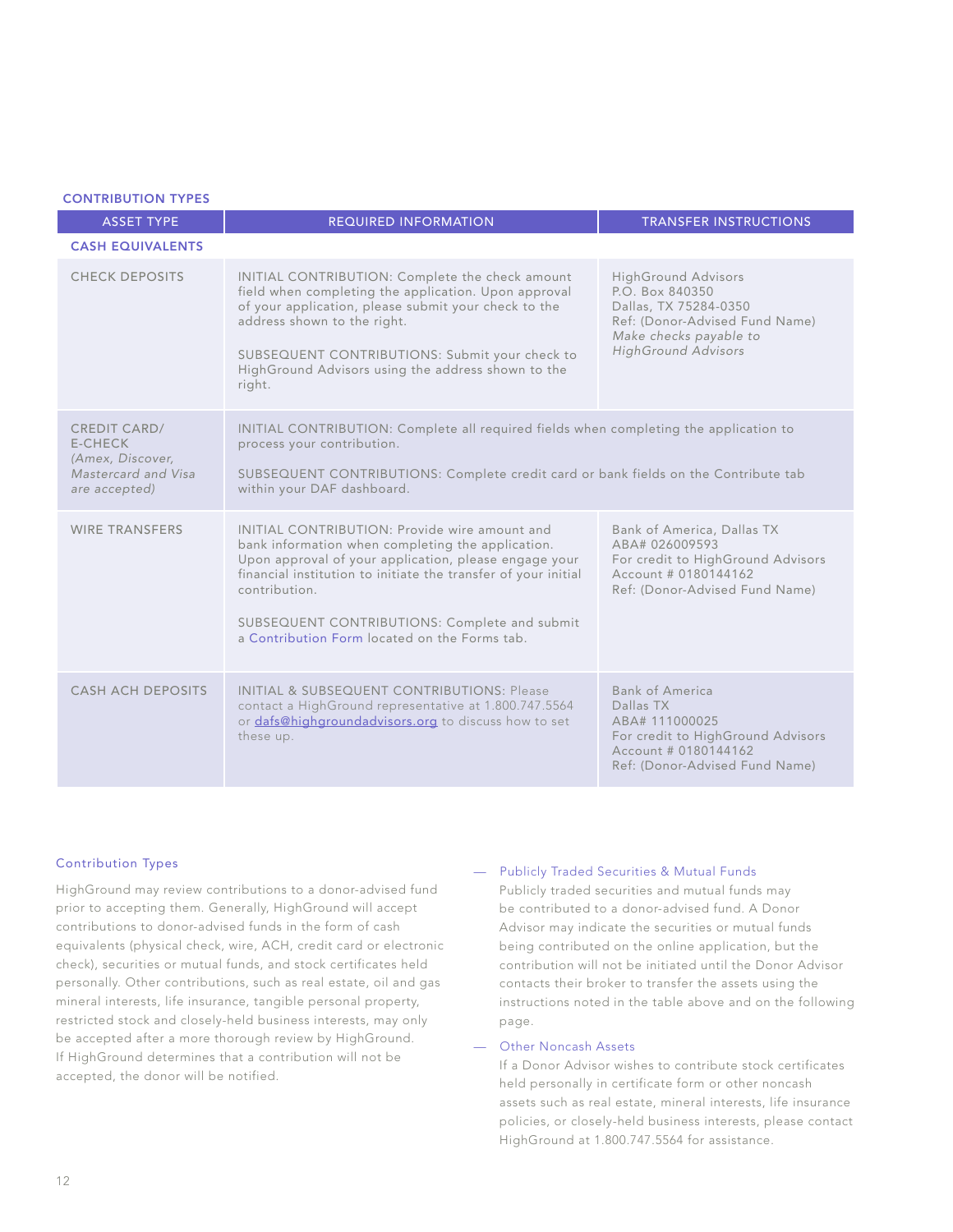## CONTRIBUTION TYPES

| ASSET TYPE | REQUIRED INFORMATION | TRANSFER INSTRUCTIONS |
|---|---|---|
| **CASH EQUIVALENTS** | | |
| CHECK DEPOSITS | INITIAL CONTRIBUTION: Complete the check amount field when completing the application. Upon approval of your application, please submit your check to the address shown to the right.<br><br>SUBSEQUENT CONTRIBUTIONS: Submit your check to HighGround Advisors using the address shown to the right. | HighGround Advisors<br>P.O. Box 840350<br>Dallas, TX 75284-0350<br>Ref: (Donor-Advised Fund Name)<br>*Make checks payable to HighGround Advisors* |
| CREDIT CARD/<br>E-CHECK<br>*(Amex, Discover, Mastercard and Visa are accepted)* | INITIAL CONTRIBUTION: Complete all required fields when completing the application to process your contribution.<br><br>SUBSEQUENT CONTRIBUTIONS: Complete credit card or bank fields on the Contribute tab within your DAF dashboard. | |
| WIRE TRANSFERS | INITIAL CONTRIBUTION: Provide wire amount and bank information when completing the application. Upon approval of your application, please engage your financial institution to initiate the transfer of your initial contribution.<br><br>SUBSEQUENT CONTRIBUTIONS: Complete and submit a Contribution Form located on the Forms tab. | Bank of America, Dallas TX<br>ABA# 026009593<br>For credit to HighGround Advisors<br>Account # 0180144162<br>Ref: (Donor-Advised Fund Name) |
| CASH ACH DEPOSITS | INITIAL & SUBSEQUENT CONTRIBUTIONS: Please contact a HighGround representative at 1.800.747.5564 or dafs@highgroundadvisors.org to discuss how to set these up. | Bank of America<br>Dallas TX<br>ABA# 111000025<br>For credit to HighGround Advisors<br>Account # 0180144162<br>Ref: (Donor-Advised Fund Name) |

### Contribution Types

HighGround may review contributions to a donor-advised fund prior to accepting them. Generally, HighGround will accept contributions to donor-advised funds in the form of cash equivalents (physical check, wire, ACH, credit card or electronic check), securities or mutual funds, and stock certificates held personally. Other contributions, such as real estate, oil and gas mineral interests, life insurance, tangible personal property, restricted stock and closely-held business interests, may only be accepted after a more thorough review by HighGround. If HighGround determines that a contribution will not be accepted, the donor will be notified.

— Publicly Traded Securities & Mutual Funds
Publicly traded securities and mutual funds may be contributed to a donor-advised fund. A Donor Advisor may indicate the securities or mutual funds being contributed on the online application, but the contribution will not be initiated until the Donor Advisor contacts their broker to transfer the assets using the instructions noted in the table above and on the following page.

— Other Noncash Assets
If a Donor Advisor wishes to contribute stock certificates held personally in certificate form or other noncash assets such as real estate, mineral interests, life insurance policies, or closely-held business interests, please contact HighGround at 1.800.747.5564 for assistance.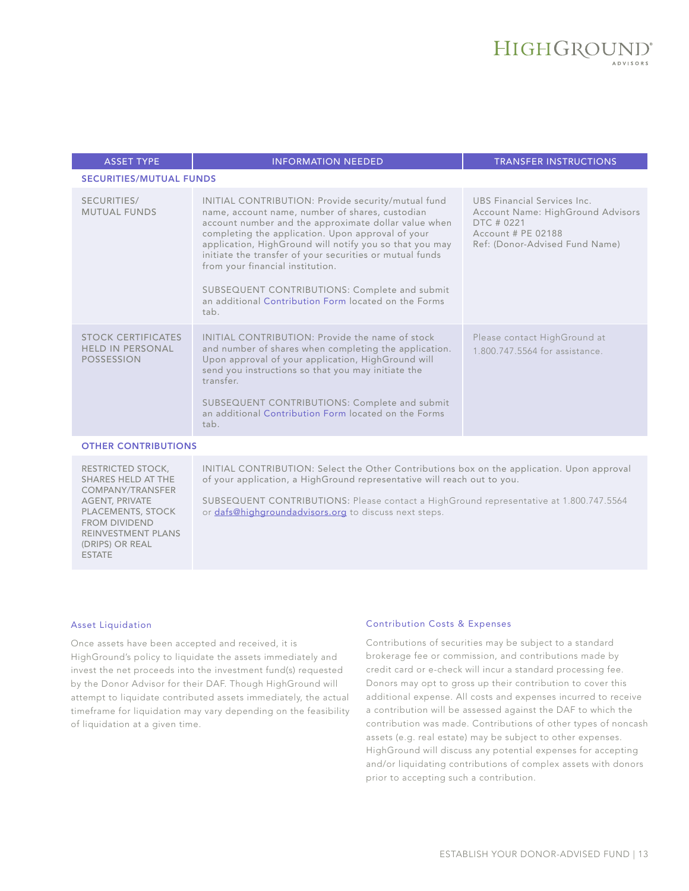| ASSET TYPE | INFORMATION NEEDED | TRANSFER INSTRUCTIONS |
|---|---|---|
| **SECURITIES/MUTUAL FUNDS** | | |
| SECURITIES/ MUTUAL FUNDS | INITIAL CONTRIBUTION: Provide security/mutual fund name, account name, number of shares, custodian account number and the approximate dollar value when completing the application. Upon approval of your application, HighGround will notify you so that you may initiate the transfer of your securities or mutual funds from your financial institution.<br><br>SUBSEQUENT CONTRIBUTIONS: Complete and submit an additional Contribution Form located on the Forms tab. | UBS Financial Services Inc.<br>Account Name: HighGround Advisors<br>DTC # 0221<br>Account # PE 02188<br>Ref: (Donor-Advised Fund Name) |
| STOCK CERTIFICATES HELD IN PERSONAL POSSESSION | INITIAL CONTRIBUTION: Provide the name of stock and number of shares when completing the application. Upon approval of your application, HighGround will send you instructions so that you may initiate the transfer.<br><br>SUBSEQUENT CONTRIBUTIONS: Complete and submit an additional Contribution Form located on the Forms tab. | Please contact HighGround at 1.800.747.5564 for assistance. |
| **OTHER CONTRIBUTIONS** | | |
| RESTRICTED STOCK, SHARES HELD AT THE COMPANY/TRANSFER AGENT, PRIVATE PLACEMENTS, STOCK FROM DIVIDEND REINVESTMENT PLANS (DRIPS) OR REAL ESTATE | INITIAL CONTRIBUTION: Select the Other Contributions box on the application. Upon approval of your application, a HighGround representative will reach out to you.<br><br>SUBSEQUENT CONTRIBUTIONS: Please contact a HighGround representative at 1.800.747.5564 or dafs@highgroundadvisors.org to discuss next steps. | |

### Asset Liquidation

Once assets have been accepted and received, it is HighGround's policy to liquidate the assets immediately and invest the net proceeds into the investment fund(s) requested by the Donor Advisor for their DAF. Though HighGround will attempt to liquidate contributed assets immediately, the actual timeframe for liquidation may vary depending on the feasibility of liquidation at a given time.

### Contribution Costs & Expenses

Contributions of securities may be subject to a standard brokerage fee or commission, and contributions made by credit card or e-check will incur a standard processing fee. Donors may opt to gross up their contribution to cover this additional expense. All costs and expenses incurred to receive a contribution will be assessed against the DAF to which the contribution was made. Contributions of other types of noncash assets (e.g. real estate) may be subject to other expenses. HighGround will discuss any potential expenses for accepting and/or liquidating contributions of complex assets with donors prior to accepting such a contribution.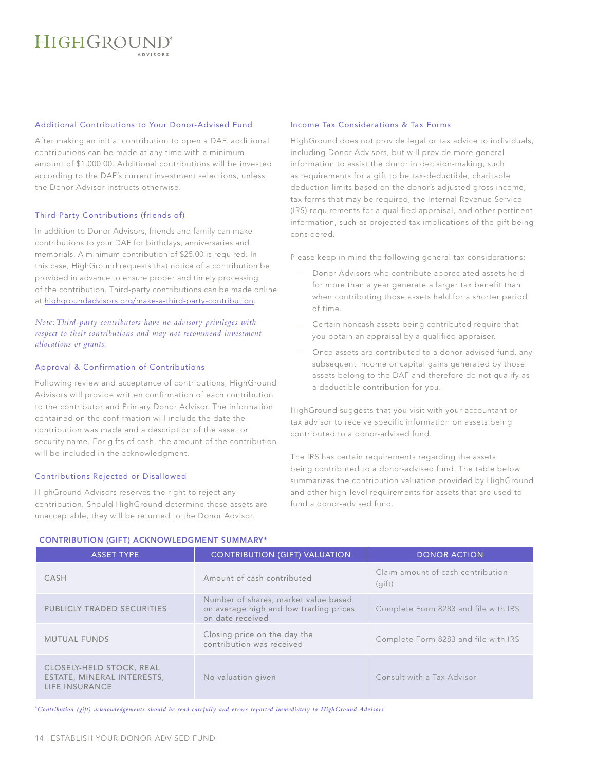### Additional Contributions to Your Donor-Advised Fund

After making an initial contribution to open a DAF, additional contributions can be made at any time with a minimum amount of $1,000.00. Additional contributions will be invested according to the DAF's current investment selections, unless the Donor Advisor instructs otherwise.

### Third-Party Contributions (friends of)

In addition to Donor Advisors, friends and family can make contributions to your DAF for birthdays, anniversaries and memorials. A minimum contribution of $25.00 is required. In this case, HighGround requests that notice of a contribution be provided in advance to ensure proper and timely processing of the contribution. Third-party contributions can be made online at highgroundadvisors.org/make-a-third-party-contribution.

*Note: Third-party contributors have no advisory privileges with respect to their contributions and may not recommend investment allocations or grants.*

### Approval & Confirmation of Contributions

Following review and acceptance of contributions, HighGround Advisors will provide written confirmation of each contribution to the contributor and Primary Donor Advisor. The information contained on the confirmation will include the date the contribution was made and a description of the asset or security name. For gifts of cash, the amount of the contribution will be included in the acknowledgment.

### Contributions Rejected or Disallowed

HighGround Advisors reserves the right to reject any contribution. Should HighGround determine these assets are unacceptable, they will be returned to the Donor Advisor.

### Income Tax Considerations & Tax Forms

HighGround does not provide legal or tax advice to individuals, including Donor Advisors, but will provide more general information to assist the donor in decision-making, such as requirements for a gift to be tax-deductible, charitable deduction limits based on the donor's adjusted gross income, tax forms that may be required, the Internal Revenue Service (IRS) requirements for a qualified appraisal, and other pertinent information, such as projected tax implications of the gift being considered.

Please keep in mind the following general tax considerations:

- Donor Advisors who contribute appreciated assets held for more than a year generate a larger tax benefit than when contributing those assets held for a shorter period of time.
- Certain noncash assets being contributed require that you obtain an appraisal by a qualified appraiser.
- Once assets are contributed to a donor-advised fund, any subsequent income or capital gains generated by those assets belong to the DAF and therefore do not qualify as a deductible contribution for you.

HighGround suggests that you visit with your accountant or tax advisor to receive specific information on assets being contributed to a donor-advised fund.

The IRS has certain requirements regarding the assets being contributed to a donor-advised fund. The table below summarizes the contribution valuation provided by HighGround and other high-level requirements for assets that are used to fund a donor-advised fund.

**CONTRIBUTION (GIFT) ACKNOWLEDGMENT SUMMARY***

| ASSET TYPE | CONTRIBUTION (GIFT) VALUATION | DONOR ACTION |
|---|---|---|
| CASH | Amount of cash contributed | Claim amount of cash contribution (gift) |
| PUBLICLY TRADED SECURITIES | Number of shares, market value based on average high and low trading prices on date received | Complete Form 8283 and file with IRS |
| MUTUAL FUNDS | Closing price on the day the contribution was received | Complete Form 8283 and file with IRS |
| CLOSELY-HELD STOCK, REAL ESTATE, MINERAL INTERESTS, LIFE INSURANCE | No valuation given | Consult with a Tax Advisor |

**Contribution (gift) acknowledgements should be read carefully and errors reported immediately to HighGround Advisors*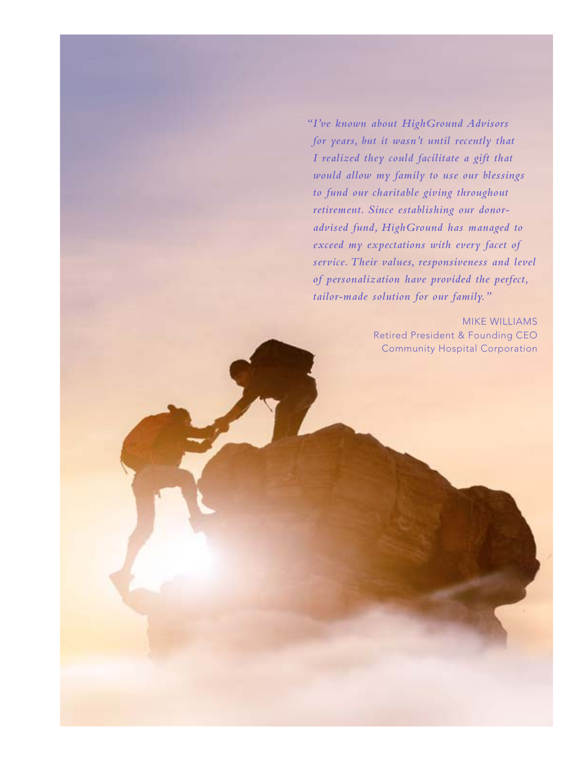*"I've known about HighGround Advisors for years, but it wasn't until recently that I realized they could facilitate a gift that would allow my family to use our blessings to fund our charitable giving throughout retirement. Since establishing our donor-advised fund, HighGround has managed to exceed my expectations with every facet of service. Their values, responsiveness and level of personalization have provided the perfect, tailor-made solution for our family."*

MIKE WILLIAMS
Retired President & Founding CEO
Community Hospital Corporation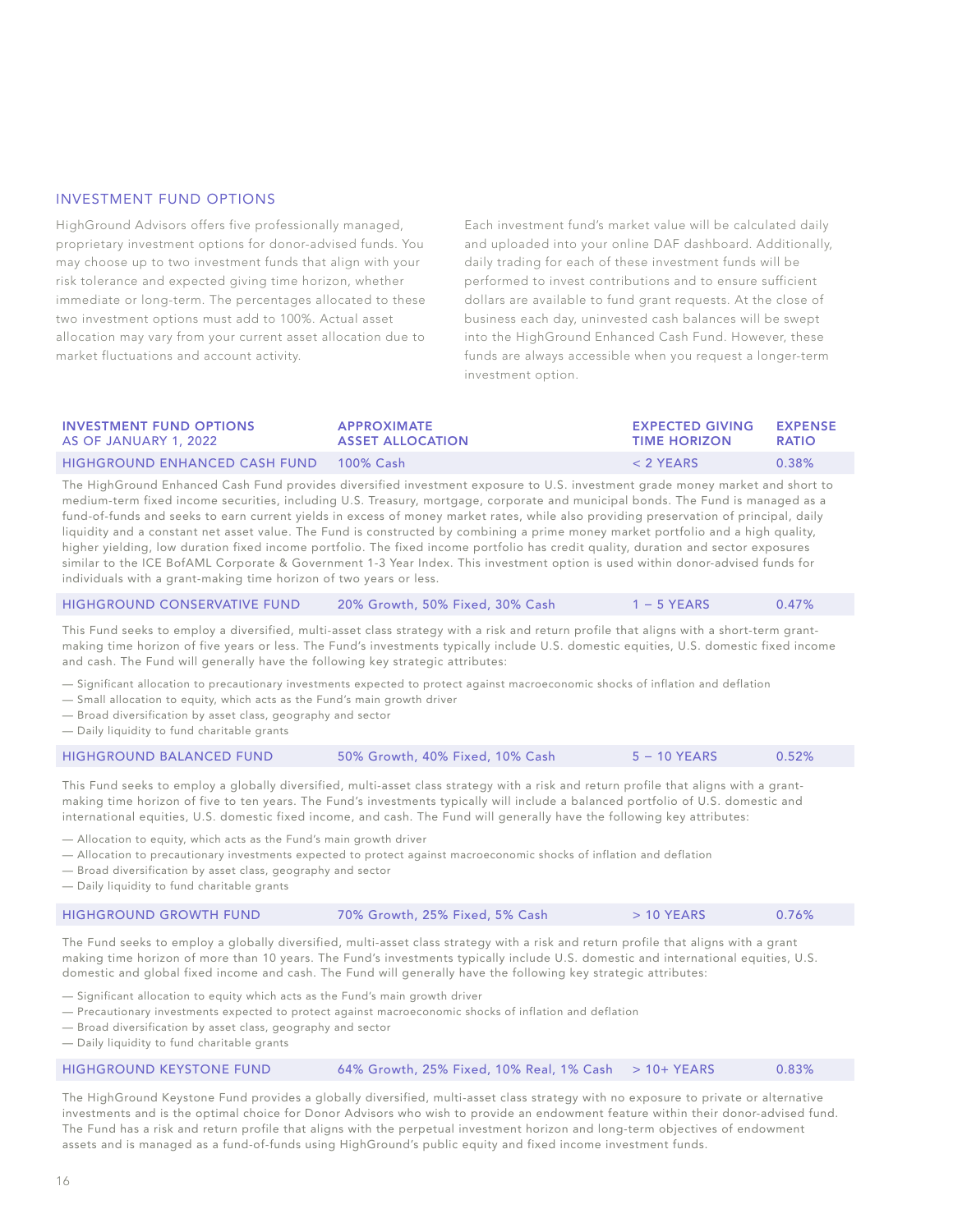## INVESTMENT FUND OPTIONS

HighGround Advisors offers five professionally managed, proprietary investment options for donor-advised funds. You may choose up to two investment funds that align with your risk tolerance and expected giving time horizon, whether immediate or long-term. The percentages allocated to these two investment options must add to 100%. Actual asset allocation may vary from your current asset allocation due to market fluctuations and account activity.

Each investment fund's market value will be calculated daily and uploaded into your online DAF dashboard. Additionally, daily trading for each of these investment funds will be performed to invest contributions and to ensure sufficient dollars are available to fund grant requests. At the close of business each day, uninvested cash balances will be swept into the HighGround Enhanced Cash Fund. However, these funds are always accessible when you request a longer-term investment option.

| INVESTMENT FUND OPTIONS AS OF JANUARY 1, 2022 | APPROXIMATE ASSET ALLOCATION | EXPECTED GIVING TIME HORIZON | EXPENSE RATIO |
|---|---|---|---|
| HIGHGROUND ENHANCED CASH FUND | 100% Cash | < 2 YEARS | 0.38% |

The HighGround Enhanced Cash Fund provides diversified investment exposure to U.S. investment grade money market and short to medium-term fixed income securities, including U.S. Treasury, mortgage, corporate and municipal bonds. The Fund is managed as a fund-of-funds and seeks to earn current yields in excess of money market rates, while also providing preservation of principal, daily liquidity and a constant net asset value. The Fund is constructed by combining a prime money market portfolio and a high quality, higher yielding, low duration fixed income portfolio. The fixed income portfolio has credit quality, duration and sector exposures similar to the ICE BofAML Corporate & Government 1-3 Year Index. This investment option is used within donor-advised funds for individuals with a grant-making time horizon of two years or less.

| HIGHGROUND CONSERVATIVE FUND | 20% Growth, 50% Fixed, 30% Cash | 1 – 5 YEARS | 0.47% |
|---|---|---|---|

This Fund seeks to employ a diversified, multi-asset class strategy with a risk and return profile that aligns with a short-term grant-making time horizon of five years or less. The Fund's investments typically include U.S. domestic equities, U.S. domestic fixed income and cash. The Fund will generally have the following key strategic attributes:

- Significant allocation to precautionary investments expected to protect against macroeconomic shocks of inflation and deflation
- Small allocation to equity, which acts as the Fund's main growth driver
- Broad diversification by asset class, geography and sector
- Daily liquidity to fund charitable grants

| HIGHGROUND BALANCED FUND | 50% Growth, 40% Fixed, 10% Cash | 5 – 10 YEARS | 0.52% |
|---|---|---|---|

This Fund seeks to employ a globally diversified, multi-asset class strategy with a risk and return profile that aligns with a grant-making time horizon of five to ten years. The Fund's investments typically will include a balanced portfolio of U.S. domestic and international equities, U.S. domestic fixed income, and cash. The Fund will generally have the following key attributes:

- Allocation to equity, which acts as the Fund's main growth driver
- Allocation to precautionary investments expected to protect against macroeconomic shocks of inflation and deflation
- Broad diversification by asset class, geography and sector
- Daily liquidity to fund charitable grants

| HIGHGROUND GROWTH FUND | 70% Growth, 25% Fixed, 5% Cash | > 10 YEARS | 0.76% |
|---|---|---|---|

The Fund seeks to employ a globally diversified, multi-asset class strategy with a risk and return profile that aligns with a grant making time horizon of more than 10 years. The Fund's investments typically include U.S. domestic and international equities, U.S. domestic and global fixed income and cash. The Fund will generally have the following key strategic attributes:

- Significant allocation to equity which acts as the Fund's main growth driver
- Precautionary investments expected to protect against macroeconomic shocks of inflation and deflation
- Broad diversification by asset class, geography and sector
- Daily liquidity to fund charitable grants

| HIGHGROUND KEYSTONE FUND | 64% Growth, 25% Fixed, 10% Real, 1% Cash | > 10+ YEARS | 0.83% |
|---|---|---|---|

The HighGround Keystone Fund provides a globally diversified, multi-asset class strategy with no exposure to private or alternative investments and is the optimal choice for Donor Advisors who wish to provide an endowment feature within their donor-advised fund. The Fund has a risk and return profile that aligns with the perpetual investment horizon and long-term objectives of endowment assets and is managed as a fund-of-funds using HighGround's public equity and fixed income investment funds.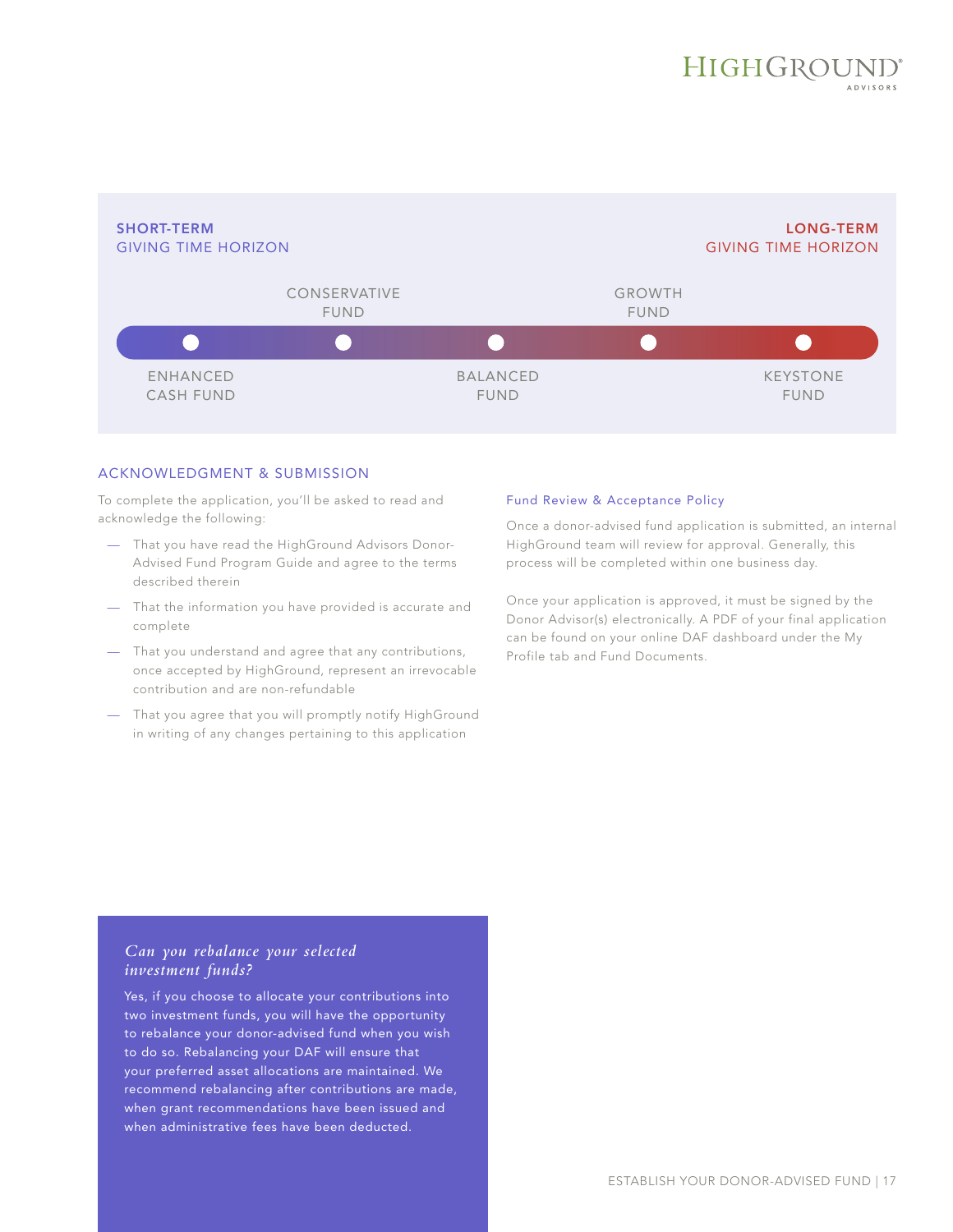**SHORT-TERM**
GIVING TIME HORIZON

**LONG-TERM**
GIVING TIME HORIZON

ENHANCED CASH FUND — CONSERVATIVE FUND — BALANCED FUND — GROWTH FUND — KEYSTONE FUND

## ACKNOWLEDGMENT & SUBMISSION

To complete the application, you'll be asked to read and acknowledge the following:

- That you have read the HighGround Advisors Donor-Advised Fund Program Guide and agree to the terms described therein
- That the information you have provided is accurate and complete
- That you understand and agree that any contributions, once accepted by HighGround, represent an irrevocable contribution and are non-refundable
- That you agree that you will promptly notify HighGround in writing of any changes pertaining to this application

### Fund Review & Acceptance Policy

Once a donor-advised fund application is submitted, an internal HighGround team will review for approval. Generally, this process will be completed within one business day.

Once your application is approved, it must be signed by the Donor Advisor(s) electronically. A PDF of your final application can be found on your online DAF dashboard under the My Profile tab and Fund Documents.

### *Can you rebalance your selected investment funds?*

Yes, if you choose to allocate your contributions into two investment funds, you will have the opportunity to rebalance your donor-advised fund when you wish to do so. Rebalancing your DAF will ensure that your preferred asset allocations are maintained. We recommend rebalancing after contributions are made, when grant recommendations have been issued and when administrative fees have been deducted.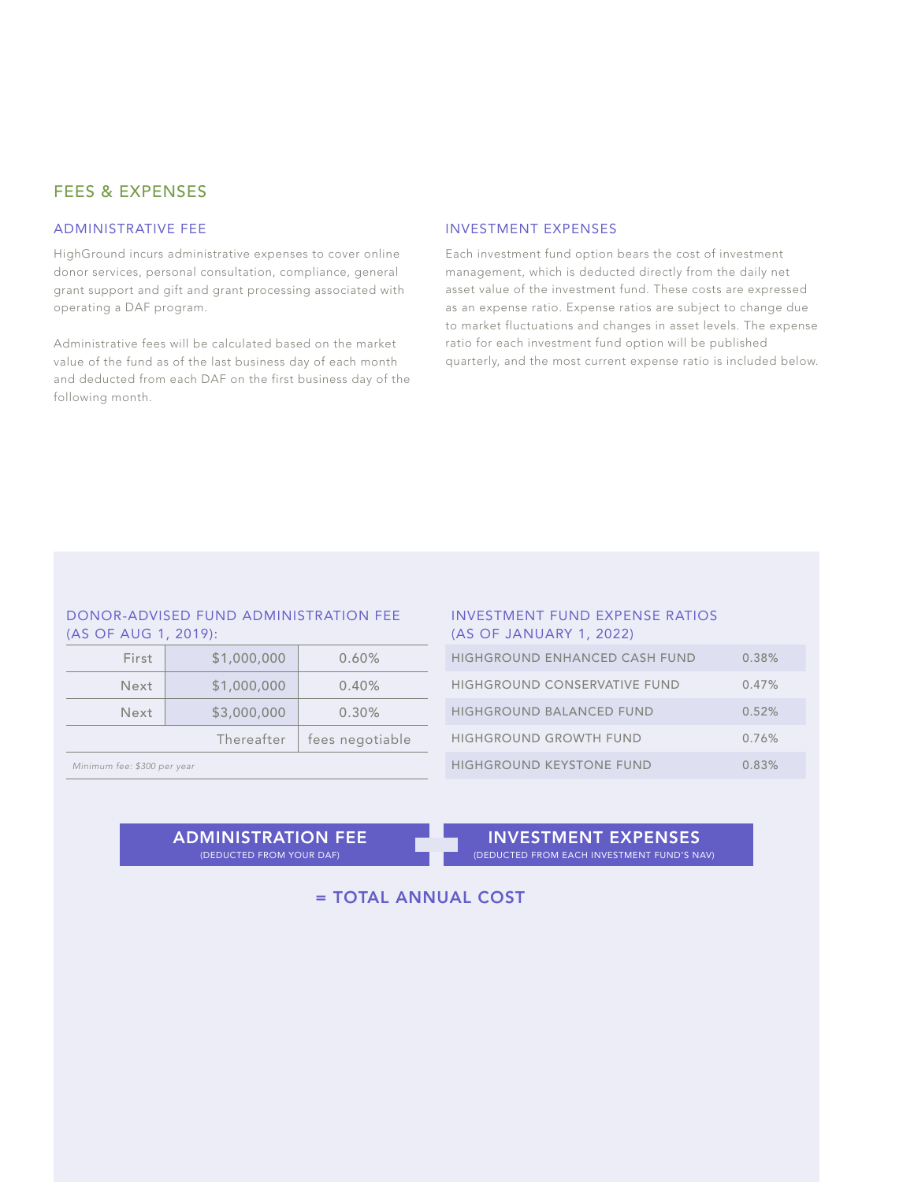## FEES & EXPENSES

### ADMINISTRATIVE FEE

HighGround incurs administrative expenses to cover online donor services, personal consultation, compliance, general grant support and gift and grant processing associated with operating a DAF program.

Administrative fees will be calculated based on the market value of the fund as of the last business day of each month and deducted from each DAF on the first business day of the following month.

### INVESTMENT EXPENSES

Each investment fund option bears the cost of investment management, which is deducted directly from the daily net asset value of the investment fund. These costs are expressed as an expense ratio. Expense ratios are subject to change due to market fluctuations and changes in asset levels. The expense ratio for each investment fund option will be published quarterly, and the most current expense ratio is included below.

### DONOR-ADVISED FUND ADMINISTRATION FEE (AS OF AUG 1, 2019):

| | | |
|---|---|---|
| First | $1,000,000 | 0.60% |
| Next | $1,000,000 | 0.40% |
| Next | $3,000,000 | 0.30% |
| | Thereafter | fees negotiable |

*Minimum fee: $300 per year*

### INVESTMENT FUND EXPENSE RATIOS (AS OF JANUARY 1, 2022)

| | |
|---|---|
| HIGHGROUND ENHANCED CASH FUND | 0.38% |
| HIGHGROUND CONSERVATIVE FUND | 0.47% |
| HIGHGROUND BALANCED FUND | 0.52% |
| HIGHGROUND GROWTH FUND | 0.76% |
| HIGHGROUND KEYSTONE FUND | 0.83% |

**ADMINISTRATION FEE** (DEDUCTED FROM YOUR DAF) + **INVESTMENT EXPENSES** (DEDUCTED FROM EACH INVESTMENT FUND'S NAV)

**= TOTAL ANNUAL COST**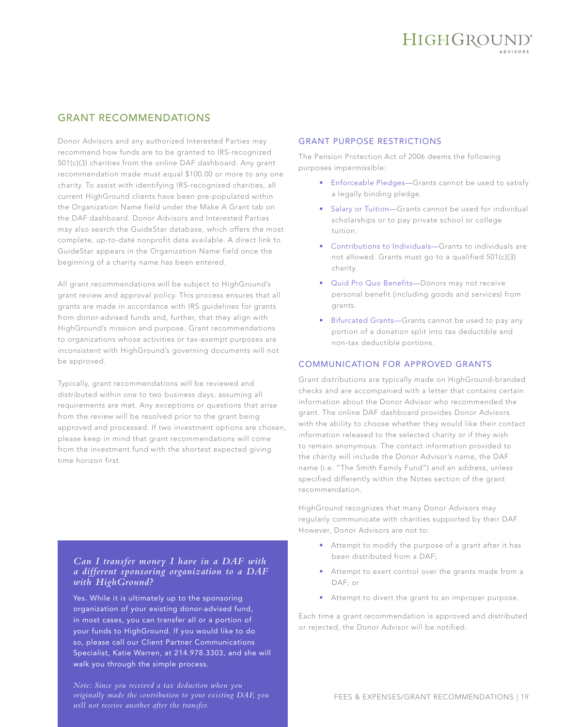## GRANT RECOMMENDATIONS

Donor Advisors and any authorized Interested Parties may recommend how funds are to be granted to IRS-recognized 501(c)(3) charities from the online DAF dashboard. Any grant recommendation made must equal $100.00 or more to any one charity. To assist with identifying IRS-recognized charities, all current HighGround clients have been pre-populated within the Organization Name field under the Make A Grant tab on the DAF dashboard. Donor Advisors and Interested Parties may also search the GuideStar database, which offers the most complete, up-to-date nonprofit data available. A direct link to GuideStar appears in the Organization Name field once the beginning of a charity name has been entered.

All grant recommendations will be subject to HighGround's grant review and approval policy. This process ensures that all grants are made in accordance with IRS guidelines for grants from donor-advised funds and, further, that they align with HighGround's mission and purpose. Grant recommendations to organizations whose activities or tax-exempt purposes are inconsistent with HighGround's governing documents will not be approved.

Typically, grant recommendations will be reviewed and distributed within one to two business days, assuming all requirements are met. Any exceptions or questions that arise from the review will be resolved prior to the grant being approved and processed. If two investment options are chosen, please keep in mind that grant recommendations will come from the investment fund with the shortest expected giving time horizon first.

### GRANT PURPOSE RESTRICTIONS

The Pension Protection Act of 2006 deems the following purposes impermissible:

- Enforceable Pledges—Grants cannot be used to satisfy a legally binding pledge.
- Salary or Tuition—Grants cannot be used for individual scholarships or to pay private school or college tuition.
- Contributions to Individuals—Grants to individuals are not allowed. Grants must go to a qualified 501(c)(3) charity.
- Quid Pro Quo Benefits—Donors may not receive personal benefit (including goods and services) from grants.
- Bifurcated Grants—Grants cannot be used to pay any portion of a donation split into tax deductible and non-tax deductible portions.

### COMMUNICATION FOR APPROVED GRANTS

Grant distributions are typically made on HighGround-branded checks and are accompanied with a letter that contains certain information about the Donor Advisor who recommended the grant. The online DAF dashboard provides Donor Advisors with the ability to choose whether they would like their contact information released to the selected charity or if they wish to remain anonymous. The contact information provided to the charity will include the Donor Advisor's name, the DAF name (i.e. "The Smith Family Fund") and an address, unless specified differently within the Notes section of the grant recommendation.

HighGround recognizes that many Donor Advisors may regularly communicate with charities supported by their DAF. However, Donor Advisors are not to:

- Attempt to modify the purpose of a grant after it has been distributed from a DAF;
- Attempt to exert control over the grants made from a DAF; or
- Attempt to divert the grant to an improper purpose.

Each time a grant recommendation is approved and distributed or rejected, the Donor Advisor will be notified.

***Can I transfer money I have in a DAF with a different sponsoring organization to a DAF with HighGround?***

Yes. While it is ultimately up to the sponsoring organization of your existing donor-advised fund, in most cases, you can transfer all or a portion of your funds to HighGround. If you would like to do so, please call our Client Partner Communications Specialist, Katie Warren, at 214.978.3303, and she will walk you through the simple process.

*Note: Since you received a tax deduction when you originally made the contribution to your existing DAF, you will not receive another after the transfer.*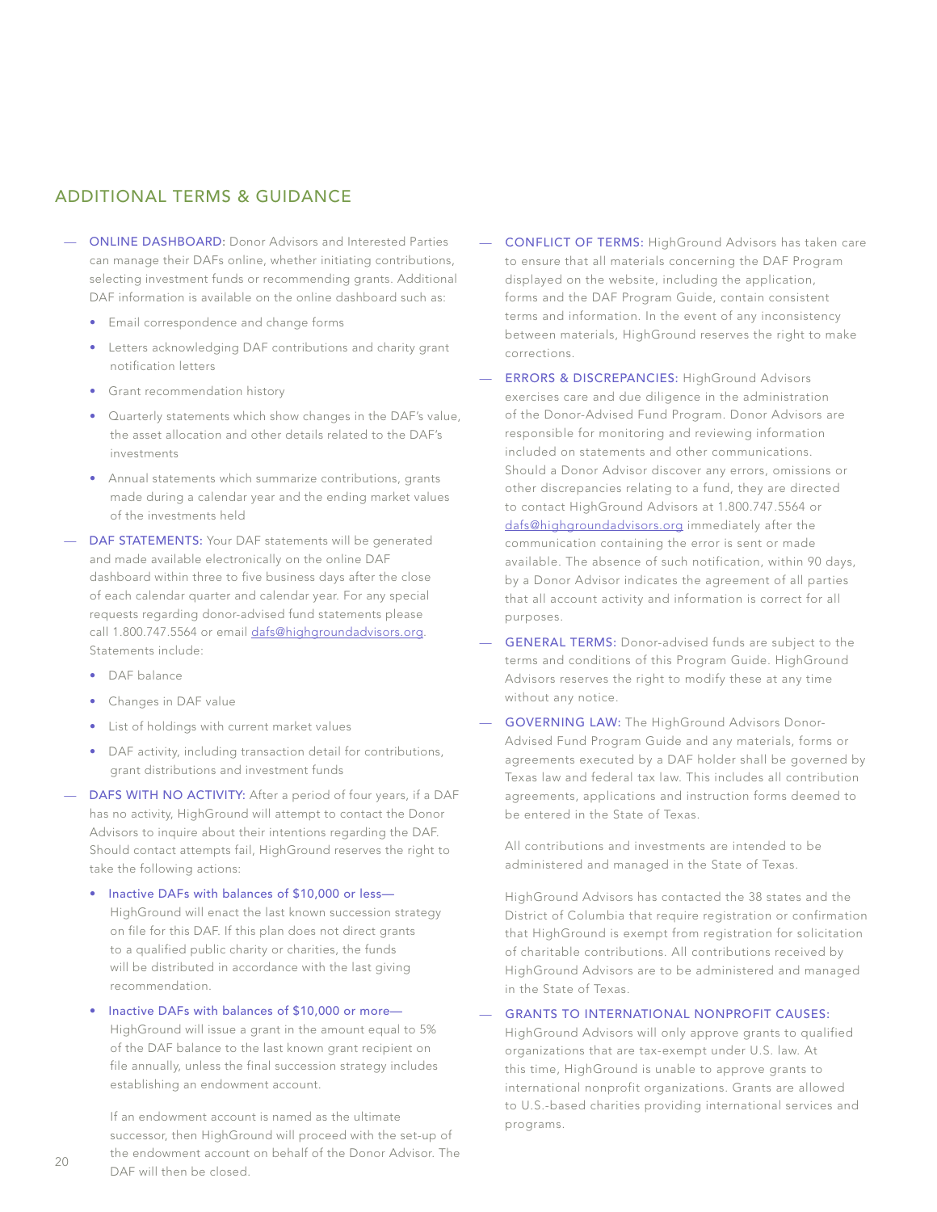## ADDITIONAL TERMS & GUIDANCE

— **ONLINE DASHBOARD:** Donor Advisors and Interested Parties can manage their DAFs online, whether initiating contributions, selecting investment funds or recommending grants. Additional DAF information is available on the online dashboard such as:

- Email correspondence and change forms
- Letters acknowledging DAF contributions and charity grant notification letters
- Grant recommendation history
- Quarterly statements which show changes in the DAF's value, the asset allocation and other details related to the DAF's investments
- Annual statements which summarize contributions, grants made during a calendar year and the ending market values of the investments held

— **DAF STATEMENTS:** Your DAF statements will be generated and made available electronically on the online DAF dashboard within three to five business days after the close of each calendar quarter and calendar year. For any special requests regarding donor-advised fund statements please call 1.800.747.5564 or email dafs@highgroundadvisors.org. Statements include:

- DAF balance
- Changes in DAF value
- List of holdings with current market values
- DAF activity, including transaction detail for contributions, grant distributions and investment funds

— **DAFS WITH NO ACTIVITY:** After a period of four years, if a DAF has no activity, HighGround will attempt to contact the Donor Advisors to inquire about their intentions regarding the DAF. Should contact attempts fail, HighGround reserves the right to take the following actions:

- Inactive DAFs with balances of $10,000 or less— HighGround will enact the last known succession strategy on file for this DAF. If this plan does not direct grants to a qualified public charity or charities, the funds will be distributed in accordance with the last giving recommendation.
- Inactive DAFs with balances of $10,000 or more— HighGround will issue a grant in the amount equal to 5% of the DAF balance to the last known grant recipient on file annually, unless the final succession strategy includes establishing an endowment account.

  If an endowment account is named as the ultimate successor, then HighGround will proceed with the set-up of the endowment account on behalf of the Donor Advisor. The DAF will then be closed.

— **CONFLICT OF TERMS:** HighGround Advisors has taken care to ensure that all materials concerning the DAF Program displayed on the website, including the application, forms and the DAF Program Guide, contain consistent terms and information. In the event of any inconsistency between materials, HighGround reserves the right to make corrections.

— **ERRORS & DISCREPANCIES:** HighGround Advisors exercises care and due diligence in the administration of the Donor-Advised Fund Program. Donor Advisors are responsible for monitoring and reviewing information included on statements and other communications. Should a Donor Advisor discover any errors, omissions or other discrepancies relating to a fund, they are directed to contact HighGround Advisors at 1.800.747.5564 or dafs@highgroundadvisors.org immediately after the communication containing the error is sent or made available. The absence of such notification, within 90 days, by a Donor Advisor indicates the agreement of all parties that all account activity and information is correct for all purposes.

— **GENERAL TERMS:** Donor-advised funds are subject to the terms and conditions of this Program Guide. HighGround Advisors reserves the right to modify these at any time without any notice.

— **GOVERNING LAW:** The HighGround Advisors Donor-Advised Fund Program Guide and any materials, forms or agreements executed by a DAF holder shall be governed by Texas law and federal tax law. This includes all contribution agreements, applications and instruction forms deemed to be entered in the State of Texas.

All contributions and investments are intended to be administered and managed in the State of Texas.

HighGround Advisors has contacted the 38 states and the District of Columbia that require registration or confirmation that HighGround is exempt from registration for solicitation of charitable contributions. All contributions received by HighGround Advisors are to be administered and managed in the State of Texas.

— **GRANTS TO INTERNATIONAL NONPROFIT CAUSES:** HighGround Advisors will only approve grants to qualified organizations that are tax-exempt under U.S. law. At this time, HighGround is unable to approve grants to international nonprofit organizations. Grants are allowed to U.S.-based charities providing international services and programs.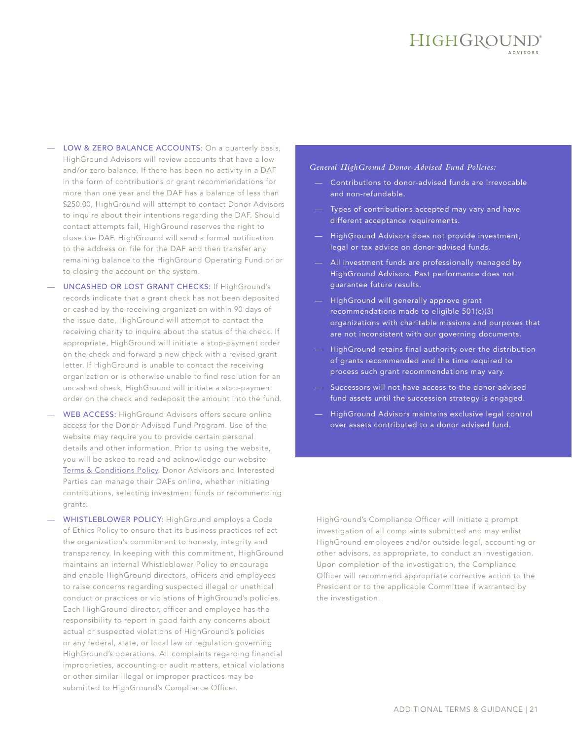- **LOW & ZERO BALANCE ACCOUNTS**: On a quarterly basis, HighGround Advisors will review accounts that have a low and/or zero balance. If there has been no activity in a DAF in the form of contributions or grant recommendations for more than one year and the DAF has a balance of less than $250.00, HighGround will attempt to contact Donor Advisors to inquire about their intentions regarding the DAF. Should contact attempts fail, HighGround reserves the right to close the DAF. HighGround will send a formal notification to the address on file for the DAF and then transfer any remaining balance to the HighGround Operating Fund prior to closing the account on the system.
- **UNCASHED OR LOST GRANT CHECKS:** If HighGround's records indicate that a grant check has not been deposited or cashed by the receiving organization within 90 days of the issue date, HighGround will attempt to contact the receiving charity to inquire about the status of the check. If appropriate, HighGround will initiate a stop-payment order on the check and forward a new check with a revised grant letter. If HighGround is unable to contact the receiving organization or is otherwise unable to find resolution for an uncashed check, HighGround will initiate a stop-payment order on the check and redeposit the amount into the fund.
- **WEB ACCESS:** HighGround Advisors offers secure online access for the Donor-Advised Fund Program. Use of the website may require you to provide certain personal details and other information. Prior to using the website, you will be asked to read and acknowledge our website Terms & Conditions Policy. Donor Advisors and Interested Parties can manage their DAFs online, whether initiating contributions, selecting investment funds or recommending grants.
- **WHISTLEBLOWER POLICY:** HighGround employs a Code of Ethics Policy to ensure that its business practices reflect the organization's commitment to honesty, integrity and transparency. In keeping with this commitment, HighGround maintains an internal Whistleblower Policy to encourage and enable HighGround directors, officers and employees to raise concerns regarding suspected illegal or unethical conduct or practices or violations of HighGround's policies. Each HighGround director, officer and employee has the responsibility to report in good faith any concerns about actual or suspected violations of HighGround's policies or any federal, state, or local law or regulation governing HighGround's operations. All complaints regarding financial improprieties, accounting or audit matters, ethical violations or other similar illegal or improper practices may be submitted to HighGround's Compliance Officer.

HighGround's Compliance Officer will initiate a prompt investigation of all complaints submitted and may enlist HighGround employees and/or outside legal, accounting or other advisors, as appropriate, to conduct an investigation. Upon completion of the investigation, the Compliance Officer will recommend appropriate corrective action to the President or to the applicable Committee if warranted by the investigation.

*General HighGround Donor-Advised Fund Policies:*

- Contributions to donor-advised funds are irrevocable and non-refundable.
- Types of contributions accepted may vary and have different acceptance requirements.
- HighGround Advisors does not provide investment, legal or tax advice on donor-advised funds.
- All investment funds are professionally managed by HighGround Advisors. Past performance does not guarantee future results.
- HighGround will generally approve grant recommendations made to eligible 501(c)(3) organizations with charitable missions and purposes that are not inconsistent with our governing documents.
- HighGround retains final authority over the distribution of grants recommended and the time required to process such grant recommendations may vary.
- Successors will not have access to the donor-advised fund assets until the succession strategy is engaged.
- HighGround Advisors maintains exclusive legal control over assets contributed to a donor advised fund.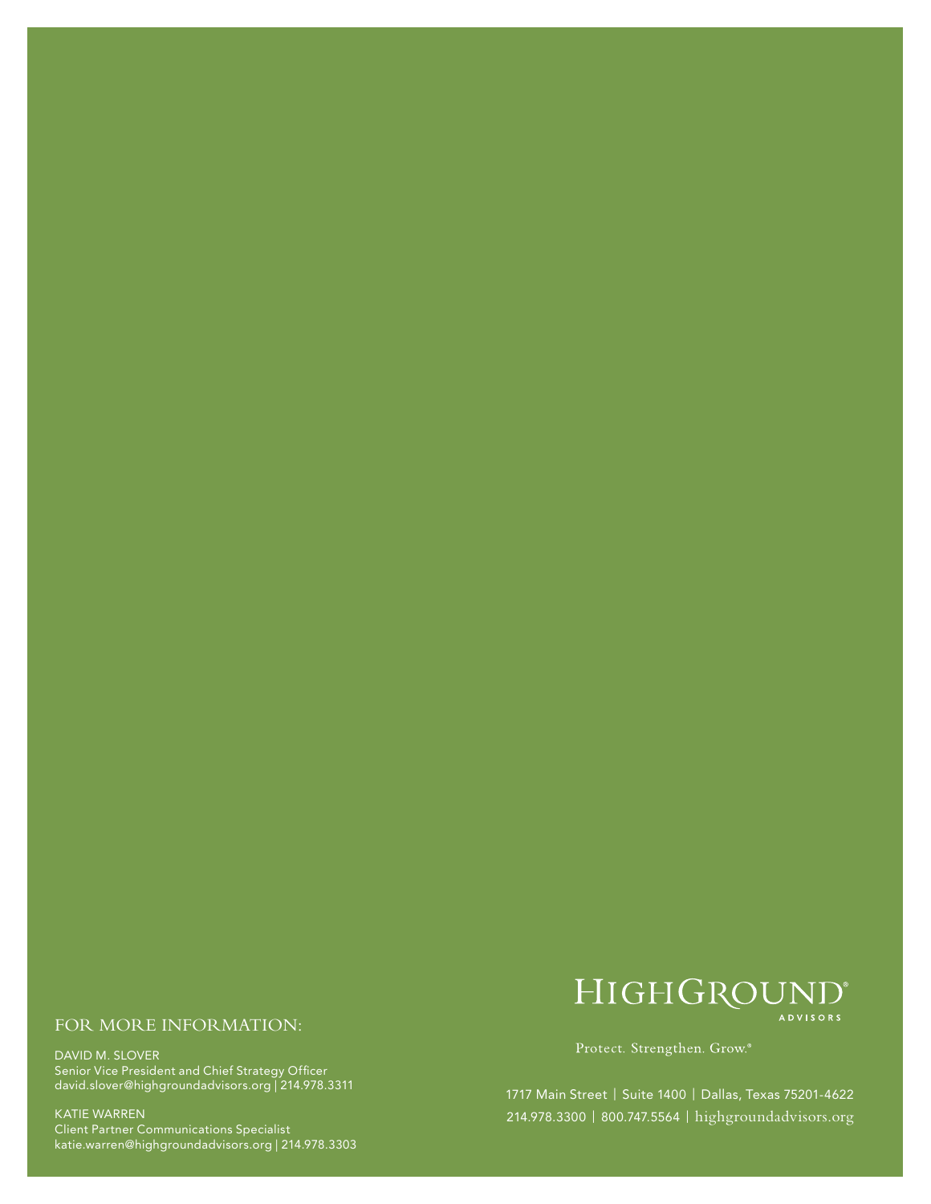## FOR MORE INFORMATION:

DAVID M. SLOVER
Senior Vice President and Chief Strategy Officer
david.slover@highgroundadvisors.org | 214.978.3311

KATIE WARREN
Client Partner Communications Specialist
katie.warren@highgroundadvisors.org | 214.978.3303

HIGHGROUND® ADVISORS

Protect. Strengthen. Grow.®

1717 Main Street | Suite 1400 | Dallas, Texas 75201-4622
214.978.3300 | 800.747.5564 | highgroundadvisors.org